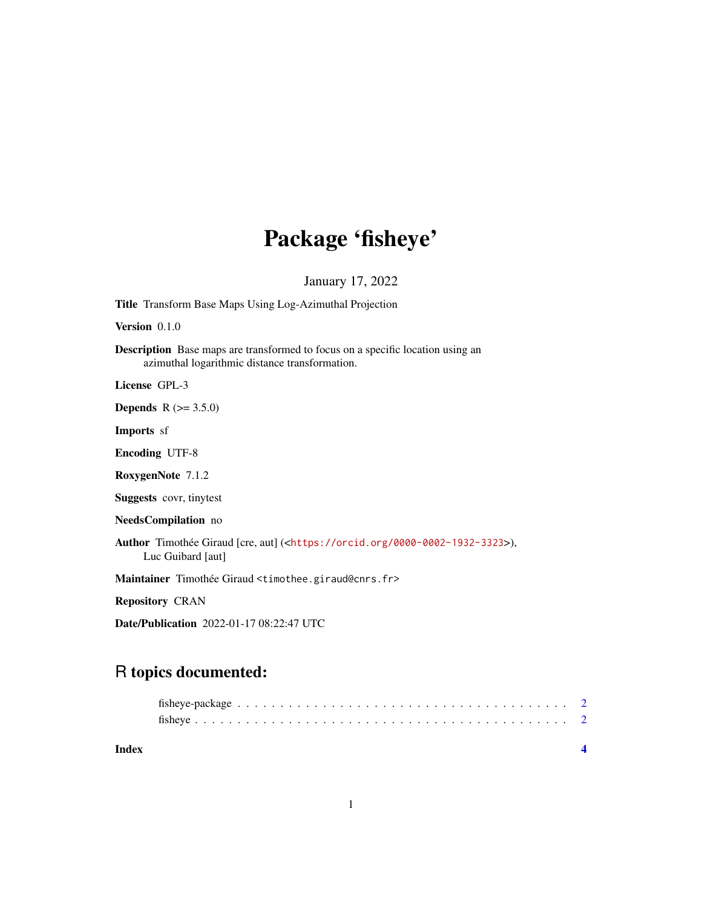# Package 'fisheye'

January 17, 2022

**Title** Transform Base Maps Using Log-Azimuthal Projection

**Version** 0.1.0

**Description** Base maps are transformed to focus on a specific location using an azimuthal logarithmic distance transformation.

**License** GPL-3

**Depends** R (>= 3.5.0)

**Imports** sf

**Encoding** UTF-8

**RoxygenNote** 7.1.2

**Suggests** covr, tinytest

**NeedsCompilation** no

**Author** Timothée Giraud [cre, aut] (<https://orcid.org/0000-0002-1932-3323>), Luc Guibard [aut]

**Maintainer** Timothée Giraud <timothee.giraud@cnrs.fr>

**Repository** CRAN

**Date/Publication** 2022-01-17 08:22:47 UTC

## R topics documented:

fisheye-package . . . . . . . . . . . . . . . . . . . . . . . . . . . . . . . . . . . . . 2
fisheye . . . . . . . . . . . . . . . . . . . . . . . . . . . . . . . . . . . . . . . . . . 2

**Index** **4**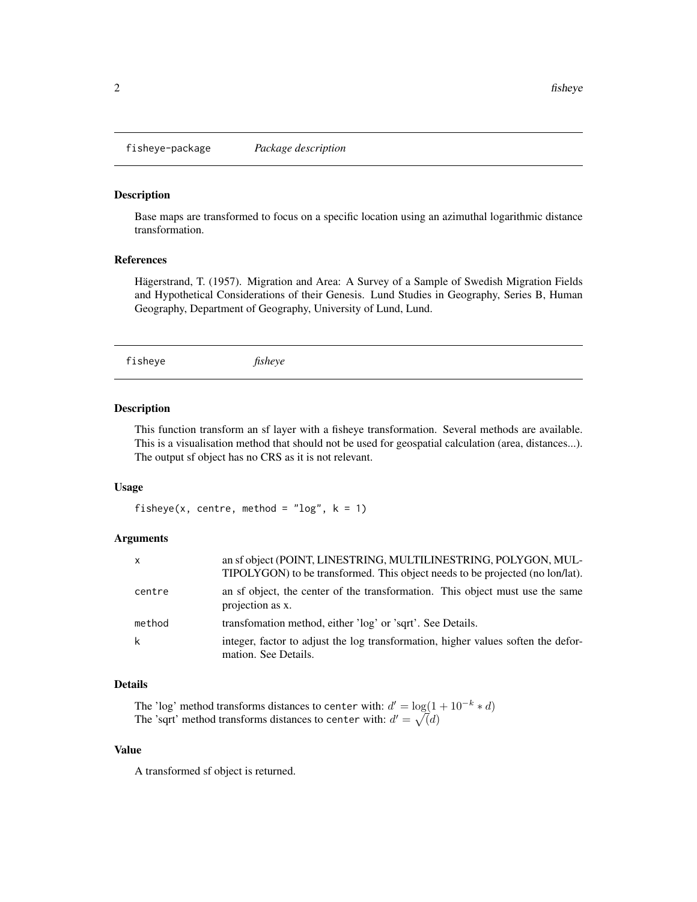## fisheye-package — *Package description*

### Description

Base maps are transformed to focus on a specific location using an azimuthal logarithmic distance transformation.

### References

Hägerstrand, T. (1957). Migration and Area: A Survey of a Sample of Swedish Migration Fields and Hypothetical Considerations of their Genesis. Lund Studies in Geography, Series B, Human Geography, Department of Geography, University of Lund, Lund.

## fisheye — *fisheye*

### Description

This function transform an sf layer with a fisheye transformation. Several methods are available. This is a visualisation method that should not be used for geospatial calculation (area, distances...). The output sf object has no CRS as it is not relevant.

### Usage

```
fisheye(x, centre, method = "log", k = 1)
```

### Arguments

| | |
|---|---|
| `x` | an sf object (POINT, LINESTRING, MULTILINESTRING, POLYGON, MULTIPOLYGON) to be transformed. This object needs to be projected (no lon/lat). |
| `centre` | an sf object, the center of the transformation. This object must use the same projection as x. |
| `method` | transfomation method, either 'log' or 'sqrt'. See Details. |
| `k` | integer, factor to adjust the log transformation, higher values soften the deformation. See Details. |

### Details

The 'log' method transforms distances to `center` with: $d' = \log(1 + 10^{-k} * d)$
The 'sqrt' method transforms distances to `center` with: $d' = \sqrt(d)$

### Value

A transformed sf object is returned.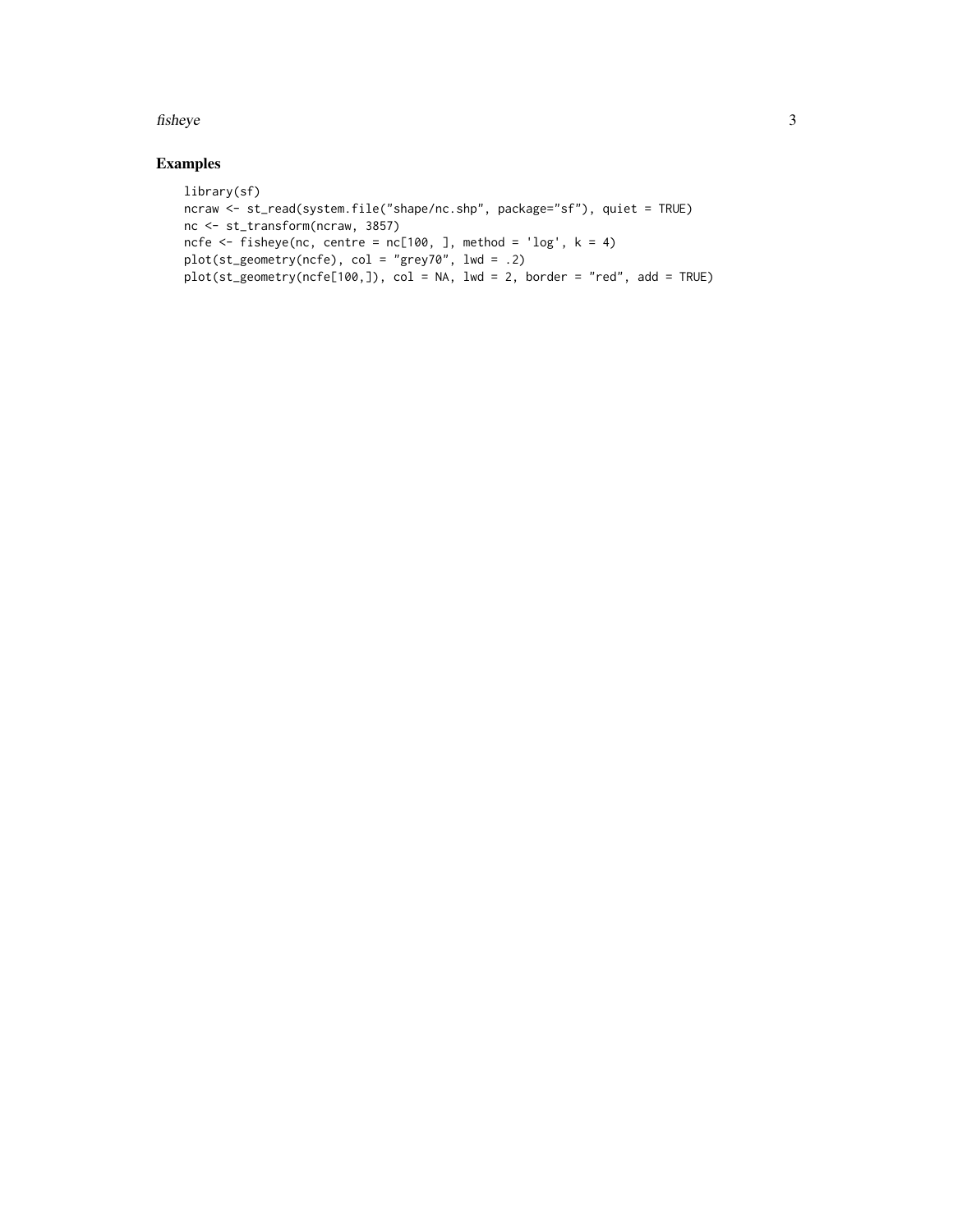## Examples

```
library(sf)
ncraw <- st_read(system.file("shape/nc.shp", package="sf"), quiet = TRUE)
nc <- st_transform(ncraw, 3857)
ncfe <- fisheye(nc, centre = nc[100, ], method = 'log', k = 4)
plot(st_geometry(ncfe), col = "grey70", lwd = .2)
plot(st_geometry(ncfe[100,]), col = NA, lwd = 2, border = "red", add = TRUE)
```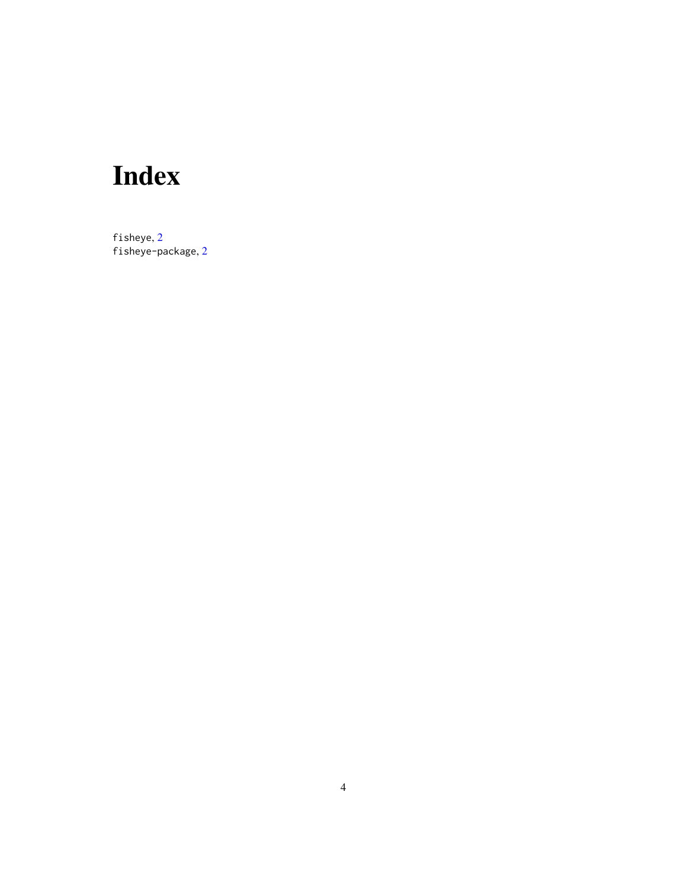# Index

fisheye, 2
fisheye-package, 2